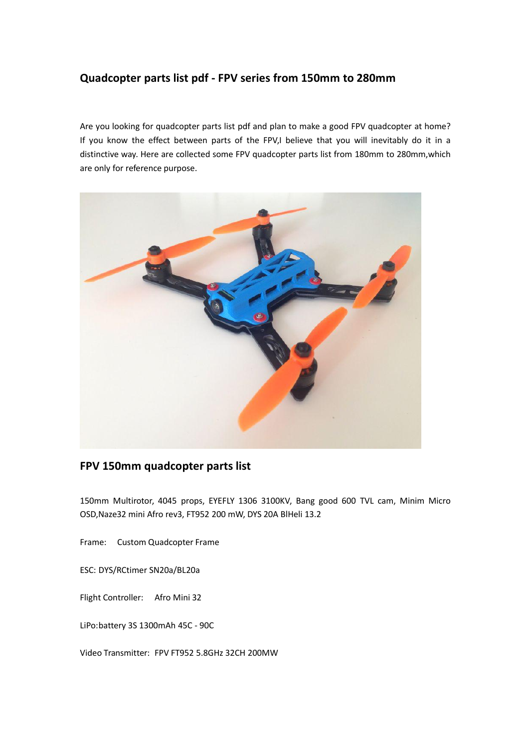## Quadcopter parts list pdf - FPV series from 150mm to 280mm

Are you looking for quadcopter parts list pdf and plan to make a good FPV quadcopter at home? If you know the effect between parts of the FPV,I believe that you will inevitably do it in a distinctive way. Here are collected some FPV quadcopter parts list from 180mm to 280mm,which are only for reference purpose.

## FPV 150mm quadcopter parts list

150mm Multirotor, 4045 props, EYEFLY 1306 3100KV, Bang good 600 TVL cam, Minim Micro OSD,Naze32 mini Afro rev3, FT952 200 mW, DYS 20A BlHeli 13.2

Frame:  Custom Quadcopter Frame

ESC: DYS/RCtimer SN20a/BL20a

Flight Controller:  Afro Mini 32

LiPo:battery 3S 1300mAh 45C - 90C

Video Transmitter:  FPV FT952 5.8GHz 32CH 200MW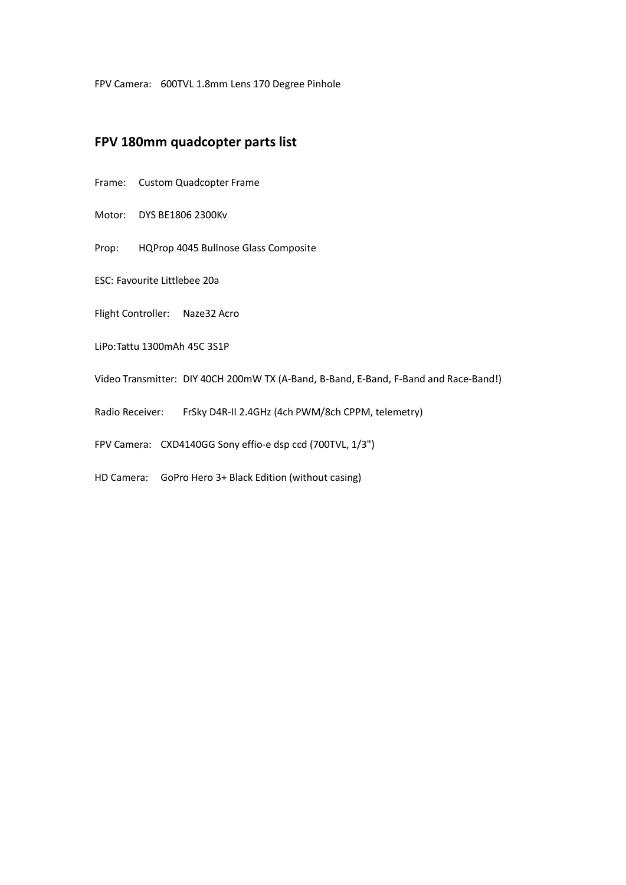FPV Camera:    600TVL 1.8mm Lens 170 Degree Pinhole

## FPV 180mm quadcopter parts list

Frame:    Custom Quadcopter Frame

Motor:    DYS BE1806 2300Kv

Prop:    HQProp 4045 Bullnose Glass Composite

ESC: Favourite Littlebee 20a

Flight Controller:    Naze32 Acro

LiPo:Tattu 1300mAh 45C 3S1P

Video Transmitter:  DIY 40CH 200mW TX (A-Band, B-Band, E-Band, F-Band and Race-Band!)

Radio Receiver:    FrSky D4R-II 2.4GHz (4ch PWM/8ch CPPM, telemetry)

FPV Camera:    CXD4140GG Sony effio-e dsp ccd (700TVL, 1/3")

HD Camera:    GoPro Hero 3+ Black Edition (without casing)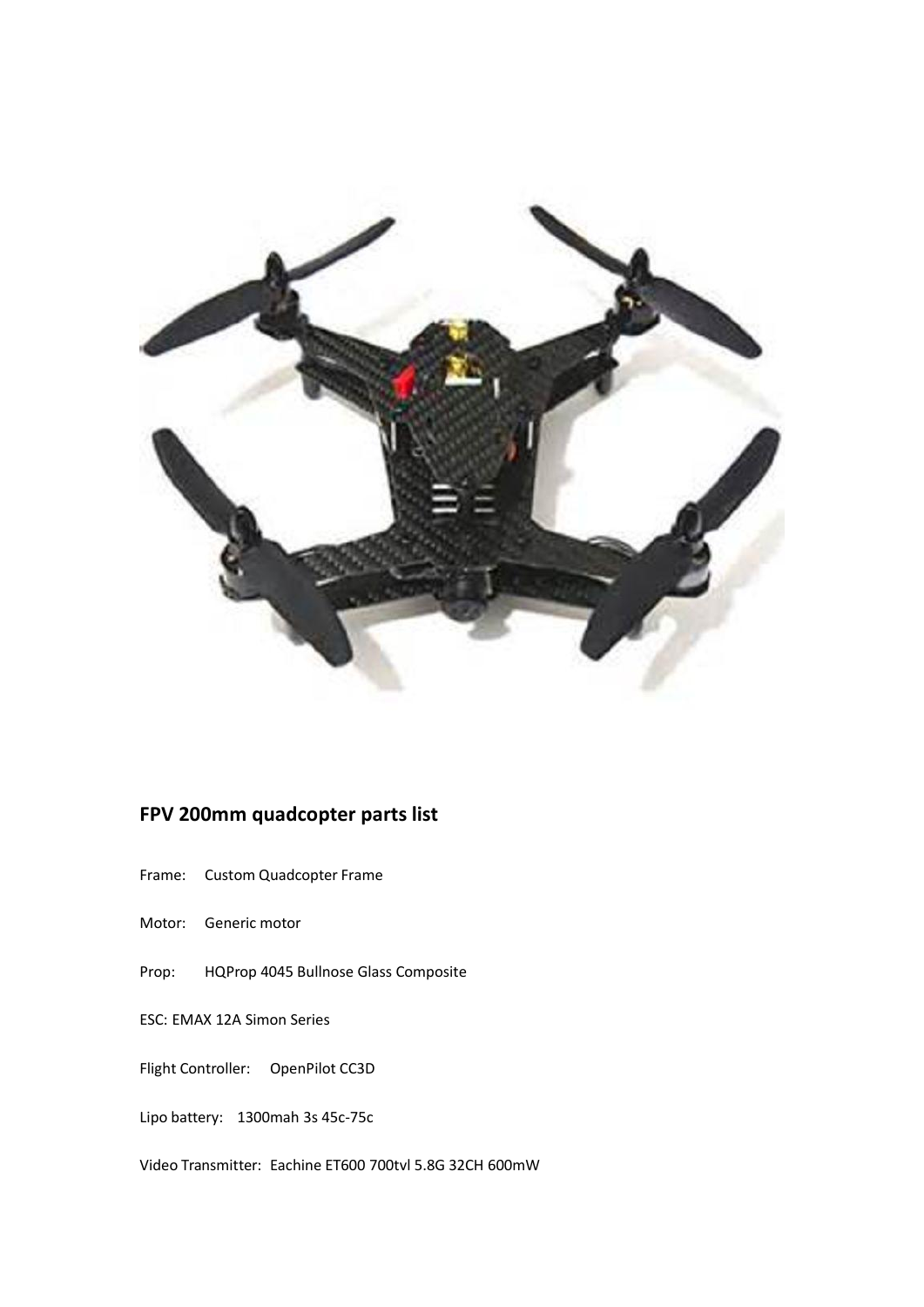## FPV 200mm quadcopter parts list

Frame: Custom Quadcopter Frame

Motor: Generic motor

Prop: HQProp 4045 Bullnose Glass Composite

ESC: EMAX 12A Simon Series

Flight Controller: OpenPilot CC3D

Lipo battery: 1300mah 3s 45c-75c

Video Transmitter: Eachine ET600 700tvl 5.8G 32CH 600mW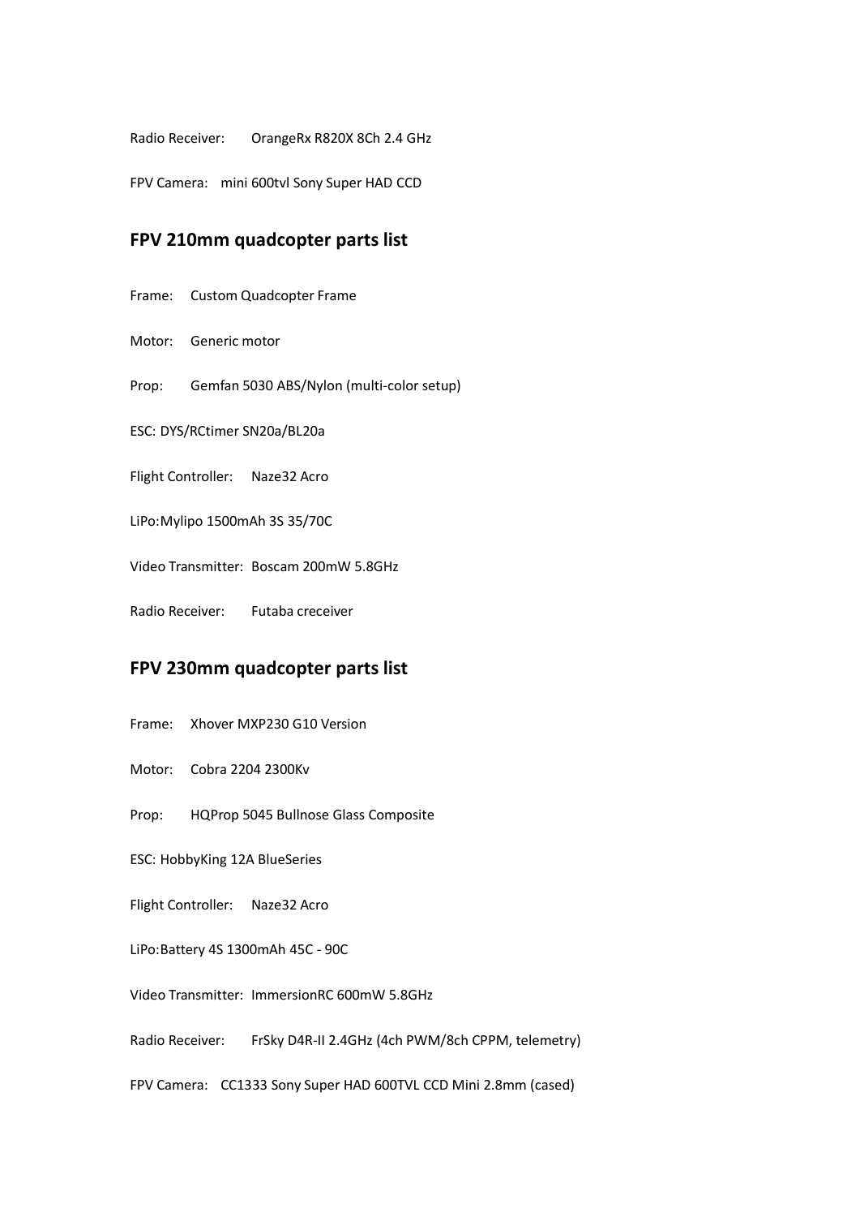Radio Receiver: OrangeRx R820X 8Ch 2.4 GHz

FPV Camera: mini 600tvl Sony Super HAD CCD

## FPV 210mm quadcopter parts list

Frame: Custom Quadcopter Frame

Motor: Generic motor

Prop: Gemfan 5030 ABS/Nylon (multi-color setup)

ESC: DYS/RCtimer SN20a/BL20a

Flight Controller: Naze32 Acro

LiPo:Mylipo 1500mAh 3S 35/70C

Video Transmitter: Boscam 200mW 5.8GHz

Radio Receiver: Futaba creceiver

## FPV 230mm quadcopter parts list

Frame: Xhover MXP230 G10 Version

Motor: Cobra 2204 2300Kv

Prop: HQProp 5045 Bullnose Glass Composite

ESC: HobbyKing 12A BlueSeries

Flight Controller: Naze32 Acro

LiPo:Battery 4S 1300mAh 45C - 90C

Video Transmitter: ImmersionRC 600mW 5.8GHz

Radio Receiver: FrSky D4R-II 2.4GHz (4ch PWM/8ch CPPM, telemetry)

FPV Camera: CC1333 Sony Super HAD 600TVL CCD Mini 2.8mm (cased)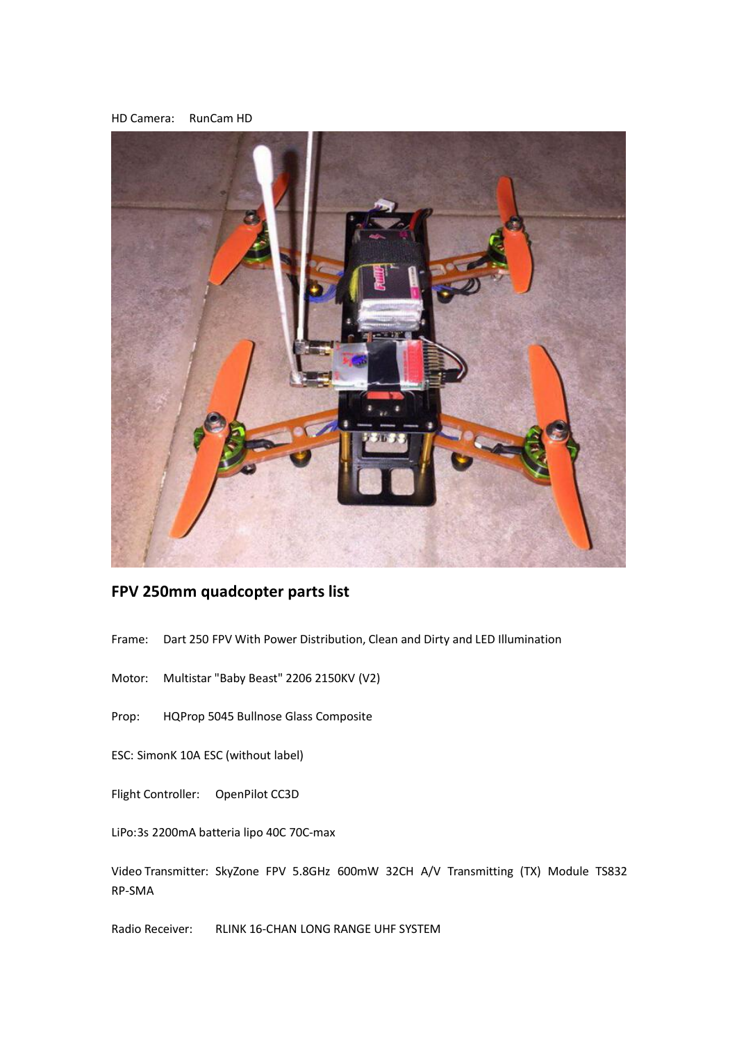HD Camera: RunCam HD

## FPV 250mm quadcopter parts list

Frame: Dart 250 FPV With Power Distribution, Clean and Dirty and LED Illumination

Motor: Multistar "Baby Beast" 2206 2150KV (V2)

Prop: HQProp 5045 Bullnose Glass Composite

ESC: SimonK 10A ESC (without label)

Flight Controller: OpenPilot CC3D

LiPo:3s 2200mA batteria lipo 40C 70C-max

Video Transmitter: SkyZone FPV 5.8GHz 600mW 32CH A/V Transmitting (TX) Module TS832 RP-SMA

Radio Receiver: RLINK 16-CHAN LONG RANGE UHF SYSTEM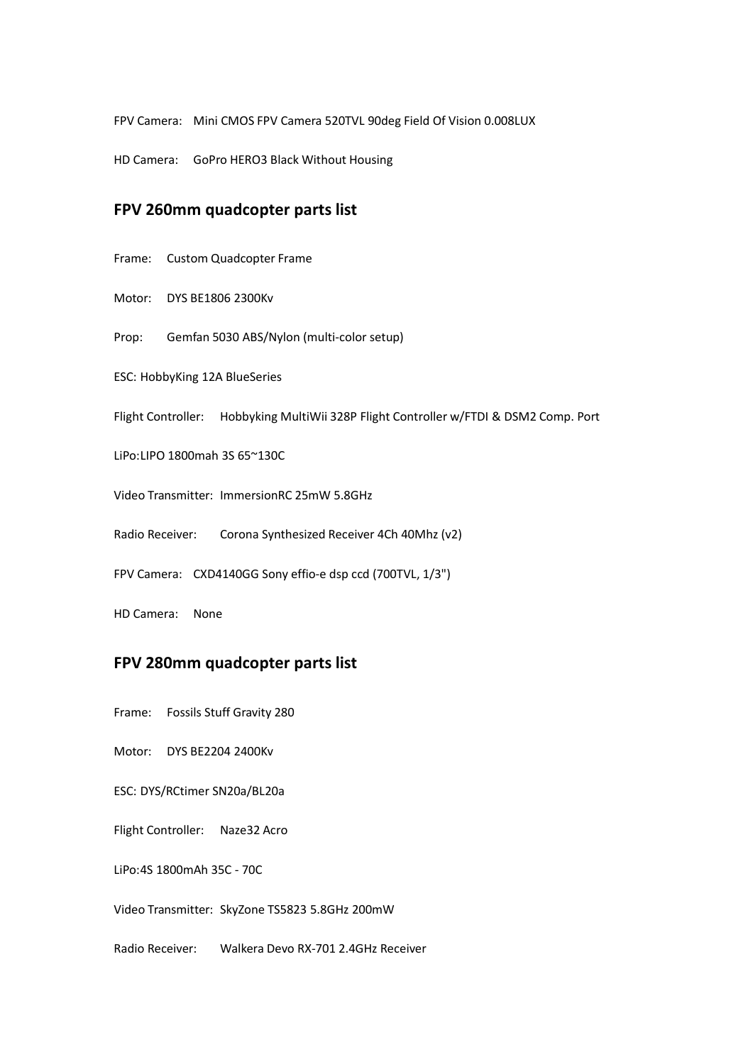FPV Camera: Mini CMOS FPV Camera 520TVL 90deg Field Of Vision 0.008LUX

HD Camera: GoPro HERO3 Black Without Housing

## FPV 260mm quadcopter parts list

Frame: Custom Quadcopter Frame

Motor: DYS BE1806 2300Kv

Prop: Gemfan 5030 ABS/Nylon (multi-color setup)

ESC: HobbyKing 12A BlueSeries

Flight Controller: Hobbyking MultiWii 328P Flight Controller w/FTDI & DSM2 Comp. Port

LiPo:LIPO 1800mah 3S 65~130C

Video Transmitter: ImmersionRC 25mW 5.8GHz

Radio Receiver: Corona Synthesized Receiver 4Ch 40Mhz (v2)

FPV Camera: CXD4140GG Sony effio-e dsp ccd (700TVL, 1/3")

HD Camera: None

## FPV 280mm quadcopter parts list

Frame: Fossils Stuff Gravity 280

Motor: DYS BE2204 2400Kv

ESC: DYS/RCtimer SN20a/BL20a

Flight Controller: Naze32 Acro

LiPo:4S 1800mAh 35C - 70C

Video Transmitter: SkyZone TS5823 5.8GHz 200mW

Radio Receiver: Walkera Devo RX-701 2.4GHz Receiver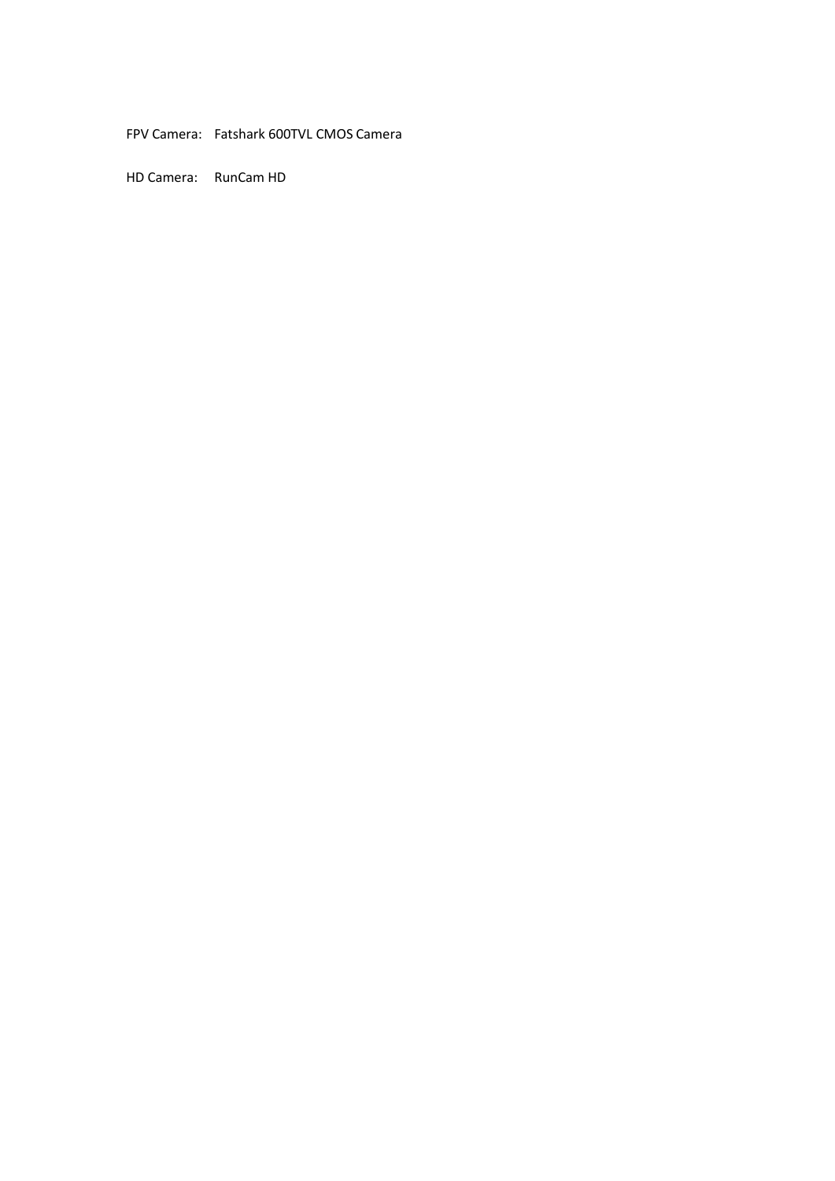FPV Camera:  Fatshark 600TVL CMOS Camera

HD Camera:  RunCam HD